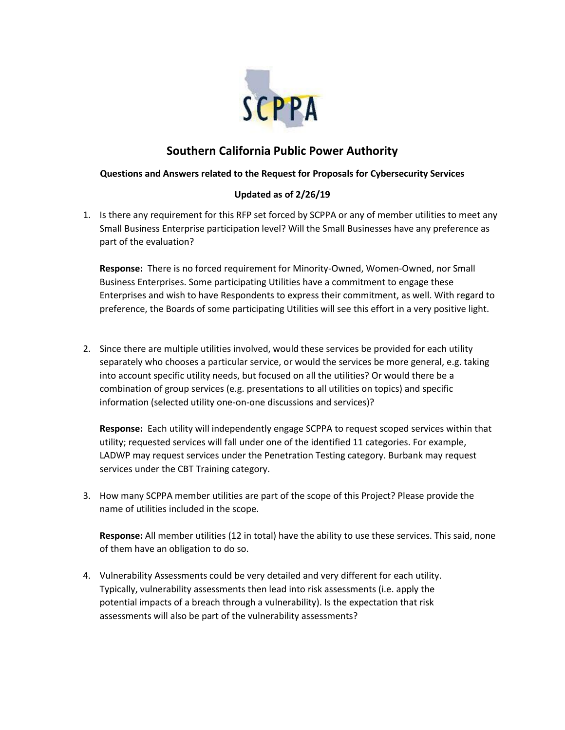SCPPA

# Southern California Public Power Authority

**Questions and Answers related to the Request for Proposals for Cybersecurity Services**

**Updated as of 2/26/19**

1. Is there any requirement for this RFP set forced by SCPPA or any of member utilities to meet any Small Business Enterprise participation level? Will the Small Businesses have any preference as part of the evaluation?

   **Response:** There is no forced requirement for Minority-Owned, Women-Owned, nor Small Business Enterprises. Some participating Utilities have a commitment to engage these Enterprises and wish to have Respondents to express their commitment, as well. With regard to preference, the Boards of some participating Utilities will see this effort in a very positive light.

2. Since there are multiple utilities involved, would these services be provided for each utility separately who chooses a particular service, or would the services be more general, e.g. taking into account specific utility needs, but focused on all the utilities? Or would there be a combination of group services (e.g. presentations to all utilities on topics) and specific information (selected utility one-on-one discussions and services)?

   **Response:** Each utility will independently engage SCPPA to request scoped services within that utility; requested services will fall under one of the identified 11 categories. For example, LADWP may request services under the Penetration Testing category. Burbank may request services under the CBT Training category.

3. How many SCPPA member utilities are part of the scope of this Project? Please provide the name of utilities included in the scope.

   **Response:** All member utilities (12 in total) have the ability to use these services. This said, none of them have an obligation to do so.

4. Vulnerability Assessments could be very detailed and very different for each utility. Typically, vulnerability assessments then lead into risk assessments (i.e. apply the potential impacts of a breach through a vulnerability). Is the expectation that risk assessments will also be part of the vulnerability assessments?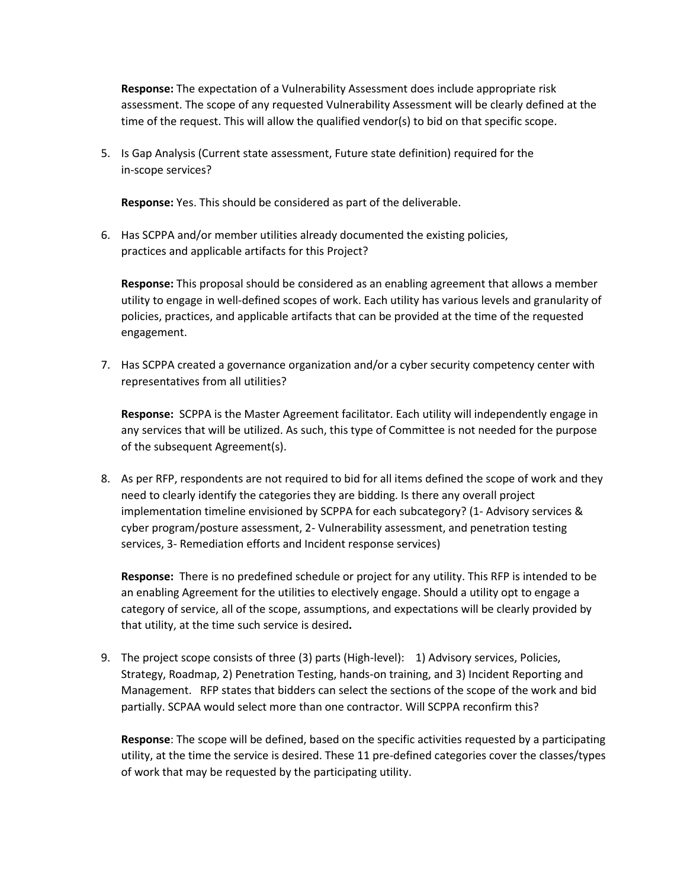**Response:** The expectation of a Vulnerability Assessment does include appropriate risk assessment. The scope of any requested Vulnerability Assessment will be clearly defined at the time of the request. This will allow the qualified vendor(s) to bid on that specific scope.

5. Is Gap Analysis (Current state assessment, Future state definition) required for the in-scope services?

   **Response:** Yes. This should be considered as part of the deliverable.

6. Has SCPPA and/or member utilities already documented the existing policies, practices and applicable artifacts for this Project?

   **Response:** This proposal should be considered as an enabling agreement that allows a member utility to engage in well-defined scopes of work. Each utility has various levels and granularity of policies, practices, and applicable artifacts that can be provided at the time of the requested engagement.

7. Has SCPPA created a governance organization and/or a cyber security competency center with representatives from all utilities?

   **Response:** SCPPA is the Master Agreement facilitator. Each utility will independently engage in any services that will be utilized. As such, this type of Committee is not needed for the purpose of the subsequent Agreement(s).

8. As per RFP, respondents are not required to bid for all items defined the scope of work and they need to clearly identify the categories they are bidding. Is there any overall project implementation timeline envisioned by SCPPA for each subcategory? (1- Advisory services & cyber program/posture assessment, 2- Vulnerability assessment, and penetration testing services, 3- Remediation efforts and Incident response services)

   **Response:** There is no predefined schedule or project for any utility. This RFP is intended to be an enabling Agreement for the utilities to electively engage. Should a utility opt to engage a category of service, all of the scope, assumptions, and expectations will be clearly provided by that utility, at the time such service is desired**.**

9. The project scope consists of three (3) parts (High-level): 1) Advisory services, Policies, Strategy, Roadmap, 2) Penetration Testing, hands-on training, and 3) Incident Reporting and Management. RFP states that bidders can select the sections of the scope of the work and bid partially. SCPAA would select more than one contractor. Will SCPPA reconfirm this?

   **Response**: The scope will be defined, based on the specific activities requested by a participating utility, at the time the service is desired. These 11 pre-defined categories cover the classes/types of work that may be requested by the participating utility.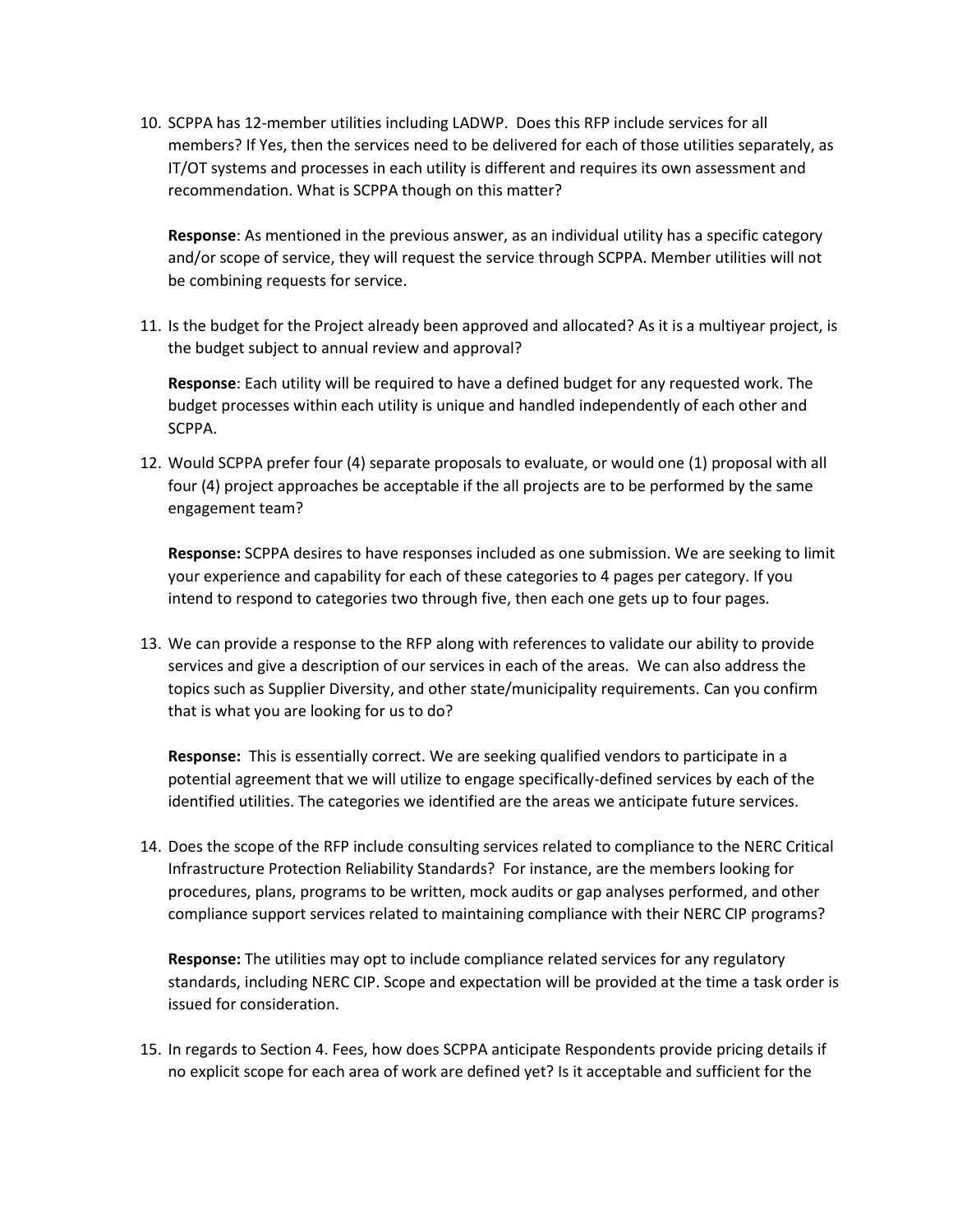10. SCPPA has 12-member utilities including LADWP. Does this RFP include services for all members? If Yes, then the services need to be delivered for each of those utilities separately, as IT/OT systems and processes in each utility is different and requires its own assessment and recommendation. What is SCPPA though on this matter?

    **Response**: As mentioned in the previous answer, as an individual utility has a specific category and/or scope of service, they will request the service through SCPPA. Member utilities will not be combining requests for service.

11. Is the budget for the Project already been approved and allocated? As it is a multiyear project, is the budget subject to annual review and approval?

    **Response**: Each utility will be required to have a defined budget for any requested work. The budget processes within each utility is unique and handled independently of each other and SCPPA.

12. Would SCPPA prefer four (4) separate proposals to evaluate, or would one (1) proposal with all four (4) project approaches be acceptable if the all projects are to be performed by the same engagement team?

    **Response:** SCPPA desires to have responses included as one submission. We are seeking to limit your experience and capability for each of these categories to 4 pages per category. If you intend to respond to categories two through five, then each one gets up to four pages.

13. We can provide a response to the RFP along with references to validate our ability to provide services and give a description of our services in each of the areas. We can also address the topics such as Supplier Diversity, and other state/municipality requirements. Can you confirm that is what you are looking for us to do?

    **Response:** This is essentially correct. We are seeking qualified vendors to participate in a potential agreement that we will utilize to engage specifically-defined services by each of the identified utilities. The categories we identified are the areas we anticipate future services.

14. Does the scope of the RFP include consulting services related to compliance to the NERC Critical Infrastructure Protection Reliability Standards? For instance, are the members looking for procedures, plans, programs to be written, mock audits or gap analyses performed, and other compliance support services related to maintaining compliance with their NERC CIP programs?

    **Response:** The utilities may opt to include compliance related services for any regulatory standards, including NERC CIP. Scope and expectation will be provided at the time a task order is issued for consideration.

15. In regards to Section 4. Fees, how does SCPPA anticipate Respondents provide pricing details if no explicit scope for each area of work are defined yet? Is it acceptable and sufficient for the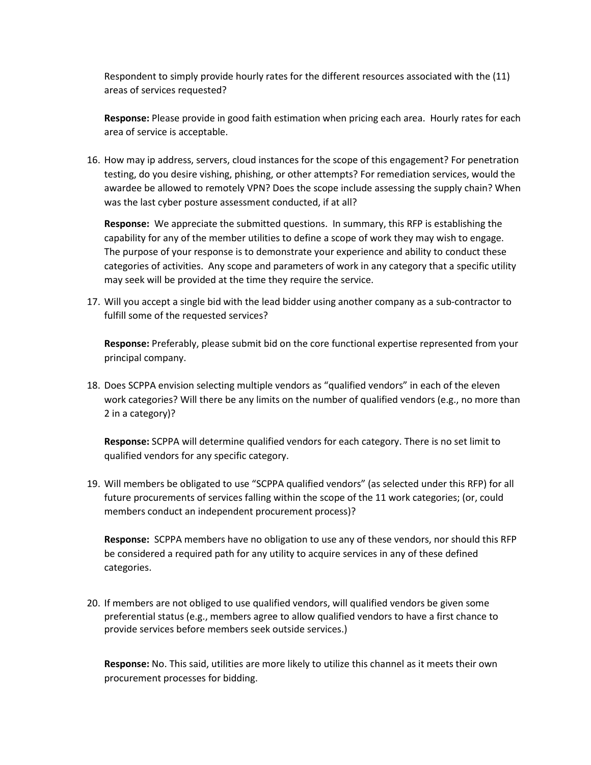Respondent to simply provide hourly rates for the different resources associated with the (11) areas of services requested?

**Response:** Please provide in good faith estimation when pricing each area. Hourly rates for each area of service is acceptable.

16. How may ip address, servers, cloud instances for the scope of this engagement? For penetration testing, do you desire vishing, phishing, or other attempts? For remediation services, would the awardee be allowed to remotely VPN? Does the scope include assessing the supply chain? When was the last cyber posture assessment conducted, if at all?

    **Response:** We appreciate the submitted questions. In summary, this RFP is establishing the capability for any of the member utilities to define a scope of work they may wish to engage. The purpose of your response is to demonstrate your experience and ability to conduct these categories of activities. Any scope and parameters of work in any category that a specific utility may seek will be provided at the time they require the service.

17. Will you accept a single bid with the lead bidder using another company as a sub-contractor to fulfill some of the requested services?

    **Response:** Preferably, please submit bid on the core functional expertise represented from your principal company.

18. Does SCPPA envision selecting multiple vendors as "qualified vendors" in each of the eleven work categories? Will there be any limits on the number of qualified vendors (e.g., no more than 2 in a category)?

    **Response:** SCPPA will determine qualified vendors for each category. There is no set limit to qualified vendors for any specific category.

19. Will members be obligated to use "SCPPA qualified vendors" (as selected under this RFP) for all future procurements of services falling within the scope of the 11 work categories; (or, could members conduct an independent procurement process)?

    **Response:** SCPPA members have no obligation to use any of these vendors, nor should this RFP be considered a required path for any utility to acquire services in any of these defined categories.

20. If members are not obliged to use qualified vendors, will qualified vendors be given some preferential status (e.g., members agree to allow qualified vendors to have a first chance to provide services before members seek outside services.)

    **Response:** No. This said, utilities are more likely to utilize this channel as it meets their own procurement processes for bidding.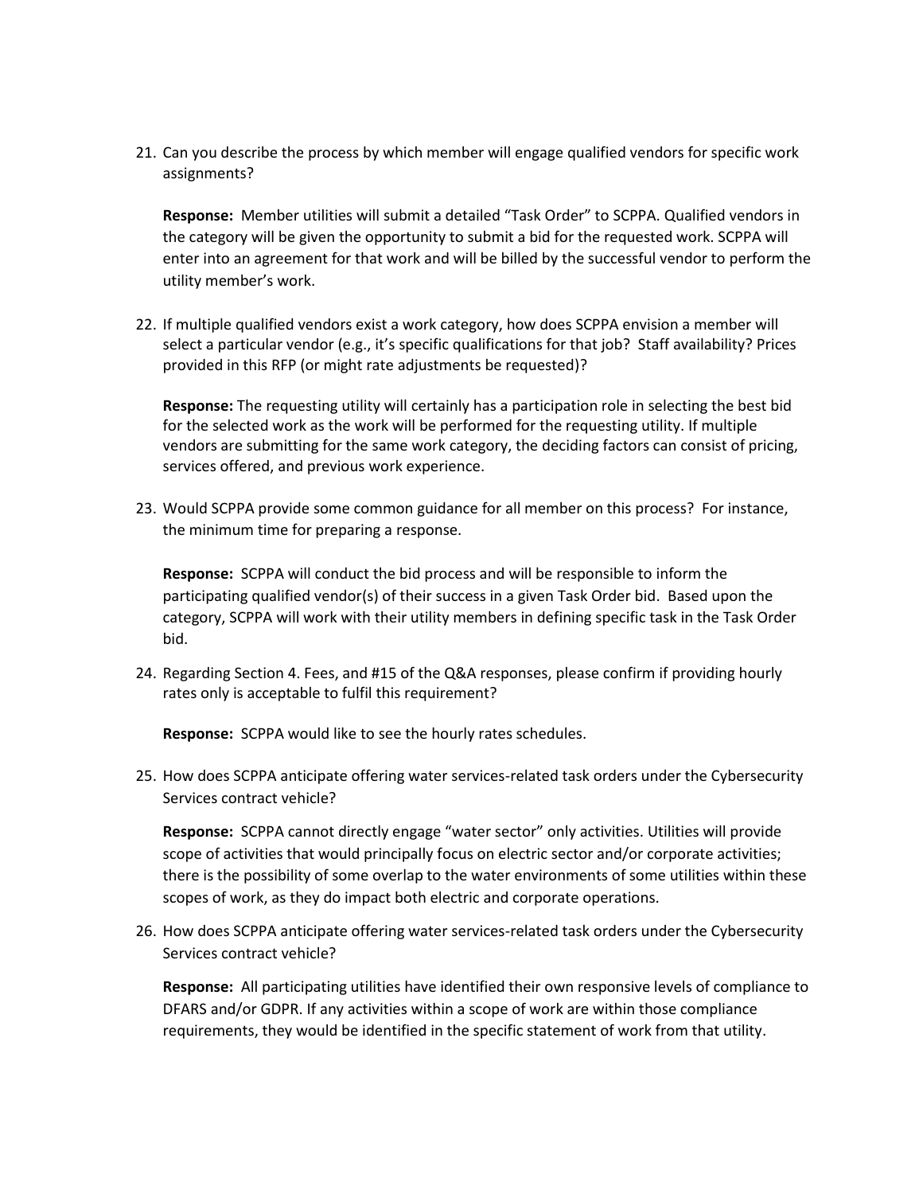21. Can you describe the process by which member will engage qualified vendors for specific work assignments?

    **Response:** Member utilities will submit a detailed "Task Order" to SCPPA. Qualified vendors in the category will be given the opportunity to submit a bid for the requested work. SCPPA will enter into an agreement for that work and will be billed by the successful vendor to perform the utility member's work.

22. If multiple qualified vendors exist a work category, how does SCPPA envision a member will select a particular vendor (e.g., it's specific qualifications for that job? Staff availability? Prices provided in this RFP (or might rate adjustments be requested)?

    **Response:** The requesting utility will certainly has a participation role in selecting the best bid for the selected work as the work will be performed for the requesting utility. If multiple vendors are submitting for the same work category, the deciding factors can consist of pricing, services offered, and previous work experience.

23. Would SCPPA provide some common guidance for all member on this process? For instance, the minimum time for preparing a response.

    **Response:** SCPPA will conduct the bid process and will be responsible to inform the participating qualified vendor(s) of their success in a given Task Order bid. Based upon the category, SCPPA will work with their utility members in defining specific task in the Task Order bid.

24. Regarding Section 4. Fees, and #15 of the Q&A responses, please confirm if providing hourly rates only is acceptable to fulfil this requirement?

    **Response:** SCPPA would like to see the hourly rates schedules.

25. How does SCPPA anticipate offering water services-related task orders under the Cybersecurity Services contract vehicle?

    **Response:** SCPPA cannot directly engage "water sector" only activities. Utilities will provide scope of activities that would principally focus on electric sector and/or corporate activities; there is the possibility of some overlap to the water environments of some utilities within these scopes of work, as they do impact both electric and corporate operations.

26. How does SCPPA anticipate offering water services-related task orders under the Cybersecurity Services contract vehicle?

    **Response:** All participating utilities have identified their own responsive levels of compliance to DFARS and/or GDPR. If any activities within a scope of work are within those compliance requirements, they would be identified in the specific statement of work from that utility.